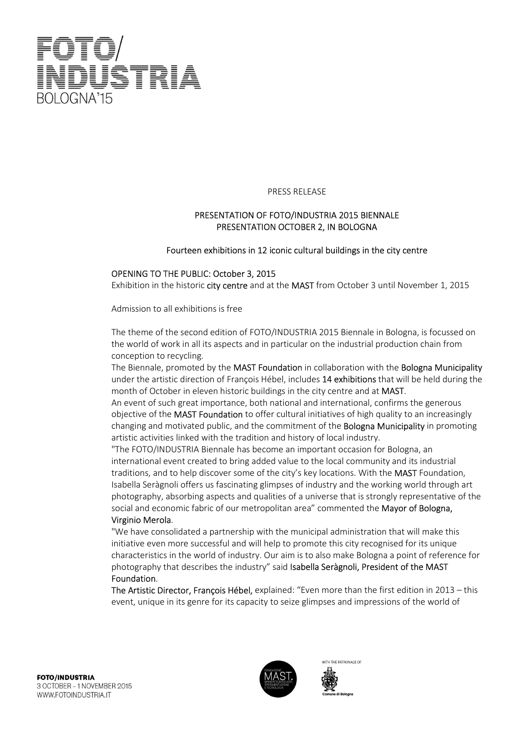# FOTO/ INDUSTRIA BOLOGNA'15

PRESS RELEASE

## PRESENTATION OF FOTO/INDUSTRIA 2015 BIENNALE
## PRESENTATION OCTOBER 2, IN BOLOGNA

### Fourteen exhibitions in 12 iconic cultural buildings in the city centre

OPENING TO THE PUBLIC: October 3, 2015
Exhibition in the historic city centre and at the MAST from October 3 until November 1, 2015

Admission to all exhibitions is free

The theme of the second edition of FOTO/INDUSTRIA 2015 Biennale in Bologna, is focussed on the world of work in all its aspects and in particular on the industrial production chain from conception to recycling.
The Biennale, promoted by the MAST Foundation in collaboration with the Bologna Municipality under the artistic direction of François Hébel, includes 14 exhibitions that will be held during the month of October in eleven historic buildings in the city centre and at MAST.
An event of such great importance, both national and international, confirms the generous objective of the MAST Foundation to offer cultural initiatives of high quality to an increasingly changing and motivated public, and the commitment of the Bologna Municipality in promoting artistic activities linked with the tradition and history of local industry.
"The FOTO/INDUSTRIA Biennale has become an important occasion for Bologna, an international event created to bring added value to the local community and its industrial traditions, and to help discover some of the city's key locations. With the MAST Foundation, Isabella Seràgnoli offers us fascinating glimpses of industry and the working world through art photography, absorbing aspects and qualities of a universe that is strongly representative of the social and economic fabric of our metropolitan area" commented the Mayor of Bologna, Virginio Merola.
"We have consolidated a partnership with the municipal administration that will make this initiative even more successful and will help to promote this city recognised for its unique characteristics in the world of industry. Our aim is to also make Bologna a point of reference for photography that describes the industry" said Isabella Seràgnoli, President of the MAST Foundation.
The Artistic Director, François Hébel, explained: "Even more than the first edition in 2013 – this event, unique in its genre for its capacity to seize glimpses and impressions of the world of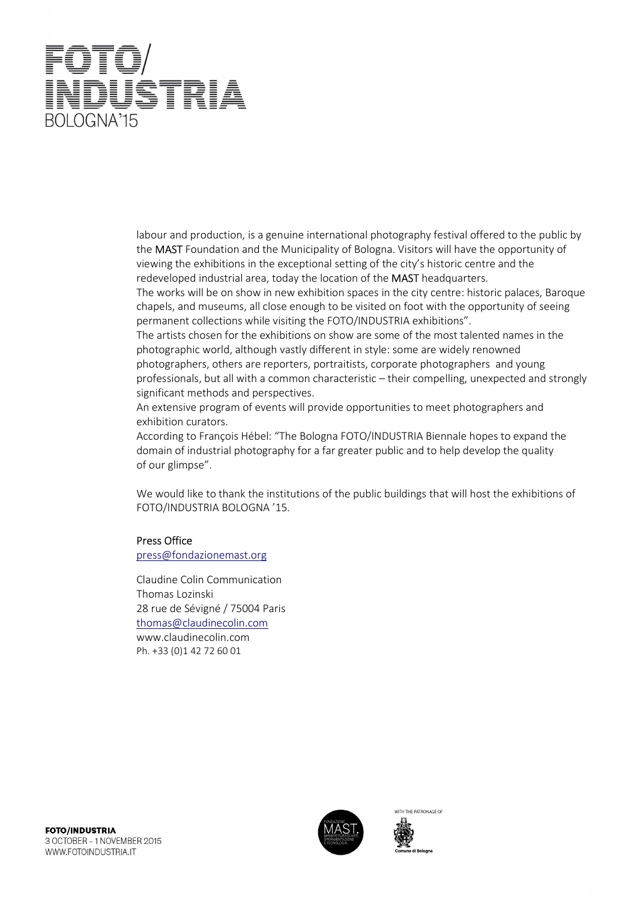labour and production, is a genuine international photography festival offered to the public by the **MAST** Foundation and the Municipality of Bologna. Visitors will have the opportunity of viewing the exhibitions in the exceptional setting of the city's historic centre and the redeveloped industrial area, today the location of the **MAST** headquarters.
The works will be on show in new exhibition spaces in the city centre: historic palaces, Baroque chapels, and museums, all close enough to be visited on foot with the opportunity of seeing permanent collections while visiting the FOTO/INDUSTRIA exhibitions".
The artists chosen for the exhibitions on show are some of the most talented names in the photographic world, although vastly different in style: some are widely renowned photographers, others are reporters, portraitists, corporate photographers and young professionals, but all with a common characteristic – their compelling, unexpected and strongly significant methods and perspectives.
An extensive program of events will provide opportunities to meet photographers and exhibition curators.
According to François Hébel: "The Bologna FOTO/INDUSTRIA Biennale hopes to expand the domain of industrial photography for a far greater public and to help develop the quality of our glimpse".

We would like to thank the institutions of the public buildings that will host the exhibitions of FOTO/INDUSTRIA BOLOGNA '15.

Press Office
press@fondazionemast.org

Claudine Colin Communication
Thomas Lozinski
28 rue de Sévigné / 75004 Paris
thomas@claudinecolin.com
www.claudinecolin.com
Ph. +33 (0)1 42 72 60 01